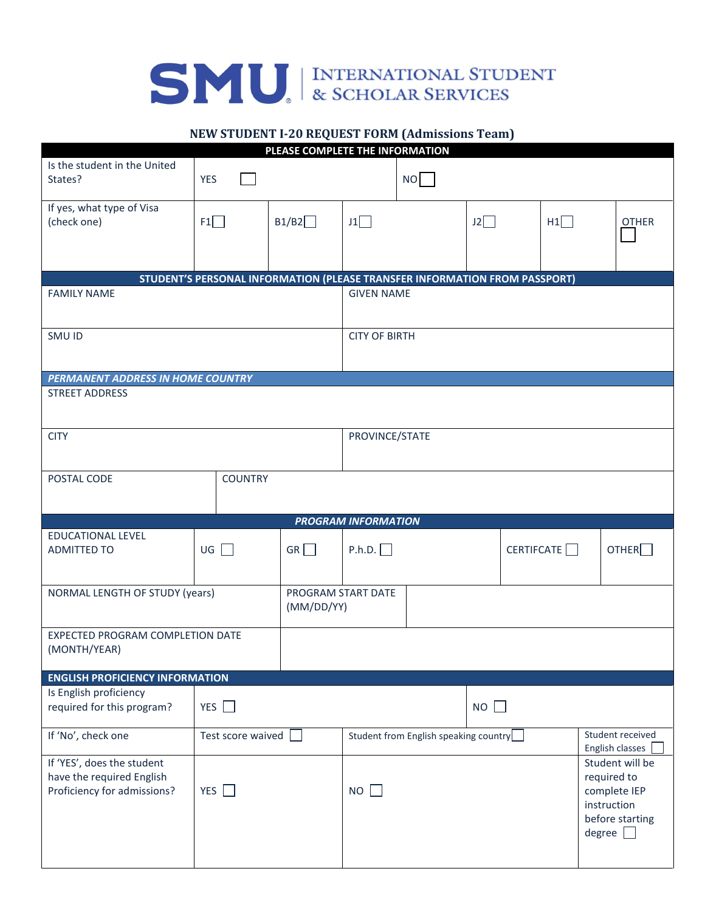# SMU | INTERNATIONAL STUDENT & SCHOLAR SERVICES

## NEW STUDENT I-20 REQUEST FORM (Admissions Team)

**PLEASE COMPLETE THE INFORMATION**

| | | | | | | |
|---|---|---|---|---|---|---|
| Is the student in the United States? | YES ☐ | | NO ☐ | | | |
| If yes, what type of Visa (check one) | F1 ☐ | B1/B2 ☐ | J1 ☐ | J2 ☐ | H1 ☐ | OTHER ☐ |

**STUDENT'S PERSONAL INFORMATION (PLEASE TRANSFER INFORMATION FROM PASSPORT)**

| | |
|---|---|
| FAMILY NAME | GIVEN NAME |
| SMU ID | CITY OF BIRTH |

***PERMANENT ADDRESS IN HOME COUNTRY***

| | |
|---|---|
| STREET ADDRESS | |
| CITY | PROVINCE/STATE |
| POSTAL CODE | COUNTRY |

***PROGRAM INFORMATION***

| | | | | | |
|---|---|---|---|---|---|
| EDUCATIONAL LEVEL ADMITTED TO | UG ☐ | GR ☐ | P.h.D. ☐ | CERTIFCATE ☐ | OTHER ☐ |
| NORMAL LENGTH OF STUDY (years) | | PROGRAM START DATE (MM/DD/YY) | | | |
| EXPECTED PROGRAM COMPLETION DATE (MONTH/YEAR) | | | | | |

**ENGLISH PROFICIENCY INFORMATION**

| | | | |
|---|---|---|---|
| Is English proficiency required for this program? | YES ☐ | | NO ☐ |
| If 'No', check one | Test score waived ☐ | Student from English speaking country ☐ | Student received English classes ☐ |
| If 'YES', does the student have the required English Proficiency for admissions? | YES ☐ | NO ☐ | Student will be required to complete IEP instruction before starting degree ☐ |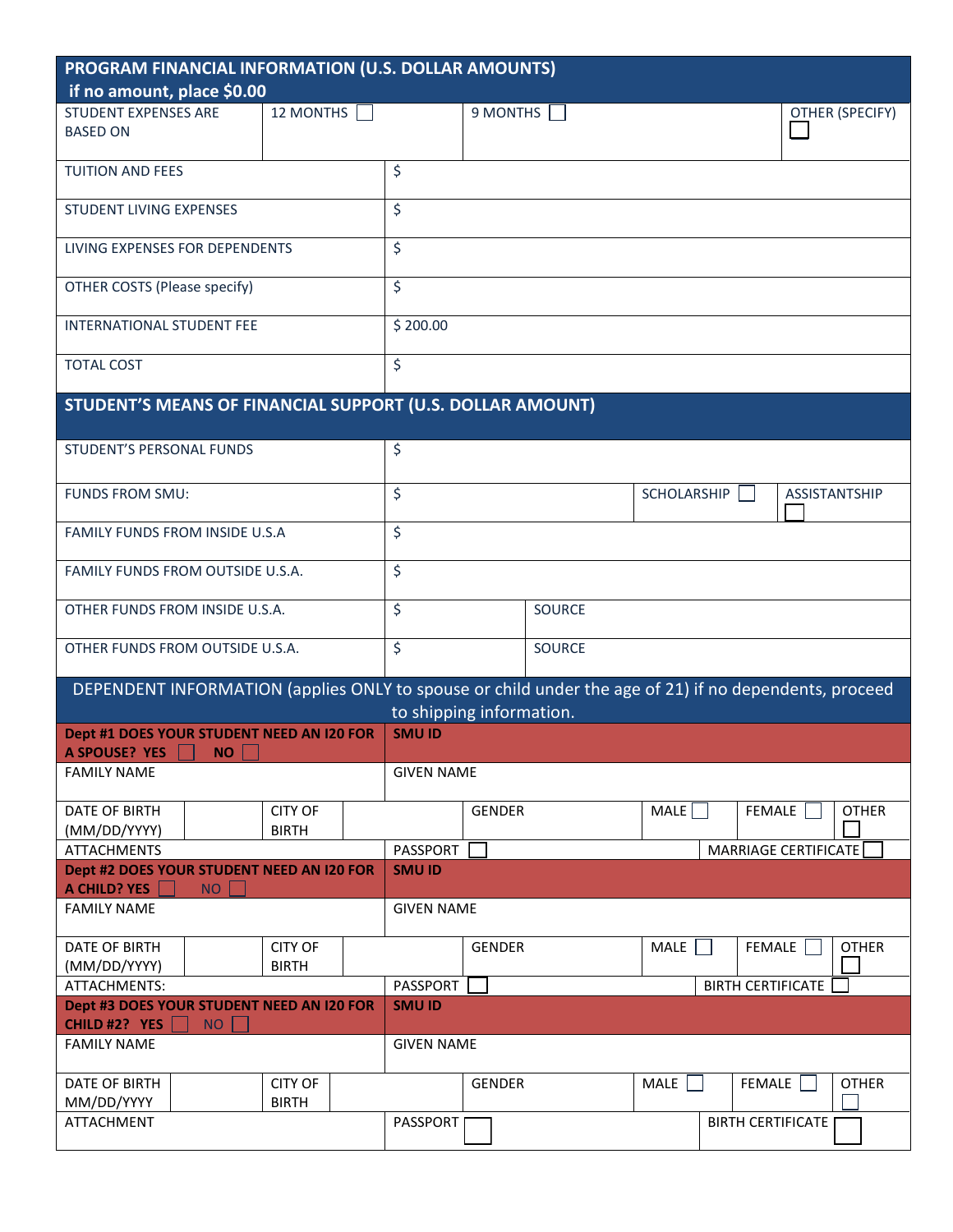## PROGRAM FINANCIAL INFORMATION (U.S. DOLLAR AMOUNTS)
**if no amount, place $0.00**

| STUDENT EXPENSES ARE BASED ON | 12 MONTHS ☐ | 9 MONTHS ☐ | OTHER (SPECIFY) ☐ |
|---|---|---|---|
| TUITION AND FEES | $ | | |
| STUDENT LIVING EXPENSES | $ | | |
| LIVING EXPENSES FOR DEPENDENTS | $ | | |
| OTHER COSTS (Please specify) | $ | | |
| INTERNATIONAL STUDENT FEE | $ 200.00 | | |
| TOTAL COST | $ | | |

## STUDENT'S MEANS OF FINANCIAL SUPPORT (U.S. DOLLAR AMOUNT)

| | | | |
|---|---|---|---|
| STUDENT'S PERSONAL FUNDS | $ | | |
| FUNDS FROM SMU: | $ | SCHOLARSHIP ☐ | ASSISTANTSHIP ☐ |
| FAMILY FUNDS FROM INSIDE U.S.A | $ | | |
| FAMILY FUNDS FROM OUTSIDE U.S.A. | $ | | |
| OTHER FUNDS FROM INSIDE U.S.A. | $ | SOURCE | |
| OTHER FUNDS FROM OUTSIDE U.S.A. | $ | SOURCE | |

## DEPENDENT INFORMATION (applies ONLY to spouse or child under the age of 21) if no dependents, proceed to shipping information.

| | | | | | | | |
|---|---|---|---|---|---|---|---|
| **Dept #1 DOES YOUR STUDENT NEED AN I20 FOR A SPOUSE? YES ☐ NO ☐** | | | **SMU ID** | | | | |
| FAMILY NAME | | | GIVEN NAME | | | | |
| DATE OF BIRTH (MM/DD/YYYY) | | CITY OF BIRTH | | GENDER | MALE ☐ | FEMALE ☐ | OTHER ☐ |
| ATTACHMENTS | | | PASSPORT ☐ | | | MARRIAGE CERTIFICATE ☐ | |
| **Dept #2 DOES YOUR STUDENT NEED AN I20 FOR A CHILD? YES ☐ NO ☐** | | | **SMU ID** | | | | |
| FAMILY NAME | | | GIVEN NAME | | | | |
| DATE OF BIRTH (MM/DD/YYYY) | | CITY OF BIRTH | | GENDER | MALE ☐ | FEMALE ☐ | OTHER ☐ |
| ATTACHMENTS: | | | PASSPORT ☐ | | | BIRTH CERTIFICATE ☐ | |
| **Dept #3 DOES YOUR STUDENT NEED AN I20 FOR CHILD #2? YES ☐ NO ☐** | | | **SMU ID** | | | | |
| FAMILY NAME | | | GIVEN NAME | | | | |
| DATE OF BIRTH MM/DD/YYYY | | CITY OF BIRTH | | GENDER | MALE ☐ | FEMALE ☐ | OTHER ☐ |
| ATTACHMENT | | | PASSPORT ☐ | | | BIRTH CERTIFICATE ☐ | |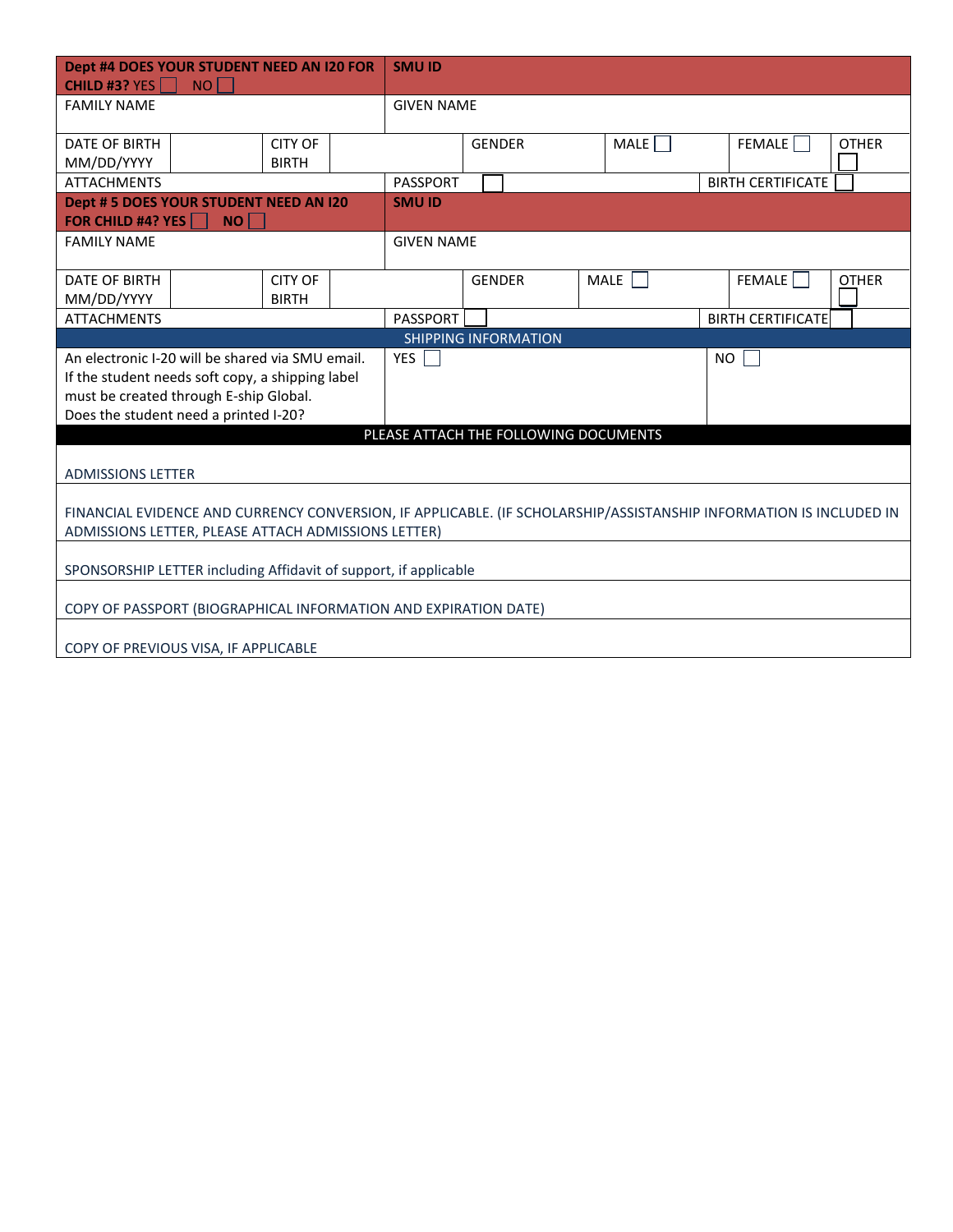| | | | | | | | |
|---|---|---|---|---|---|---|---|
| **Dept #4 DOES YOUR STUDENT NEED AN I20 FOR CHILD #3?** YES ☐ NO ☐ | | | **SMU ID** | | | | |
| FAMILY NAME | | | GIVEN NAME | | | | |
| DATE OF BIRTH MM/DD/YYYY | | CITY OF BIRTH | | GENDER | MALE ☐ | FEMALE ☐ | OTHER ☐ |
| ATTACHMENTS | | | PASSPORT ☐ | | | BIRTH CERTIFICATE ☐ | |
| **Dept # 5 DOES YOUR STUDENT NEED AN I20 FOR CHILD #4? YES ☐ NO ☐** | | | **SMU ID** | | | | |
| FAMILY NAME | | | GIVEN NAME | | | | |
| DATE OF BIRTH MM/DD/YYYY | | CITY OF BIRTH | | GENDER | MALE ☐ | FEMALE ☐ | OTHER ☐ |
| ATTACHMENTS | | | PASSPORT ☐ | | | BIRTH CERTIFICATE ☐ | |

| SHIPPING INFORMATION | | |
|---|---|---|
| An electronic I-20 will be shared via SMU email. If the student needs soft copy, a shipping label must be created through E-ship Global. Does the student need a printed I-20? | YES ☐ | NO ☐ |

| PLEASE ATTACH THE FOLLOWING DOCUMENTS |
|---|
| ADMISSIONS LETTER |
| FINANCIAL EVIDENCE AND CURRENCY CONVERSION, IF APPLICABLE. (IF SCHOLARSHIP/ASSISTANSHIP INFORMATION IS INCLUDED IN ADMISSIONS LETTER, PLEASE ATTACH ADMISSIONS LETTER) |
| SPONSORSHIP LETTER including Affidavit of support, if applicable |
| COPY OF PASSPORT (BIOGRAPHICAL INFORMATION AND EXPIRATION DATE) |
| COPY OF PREVIOUS VISA, IF APPLICABLE |